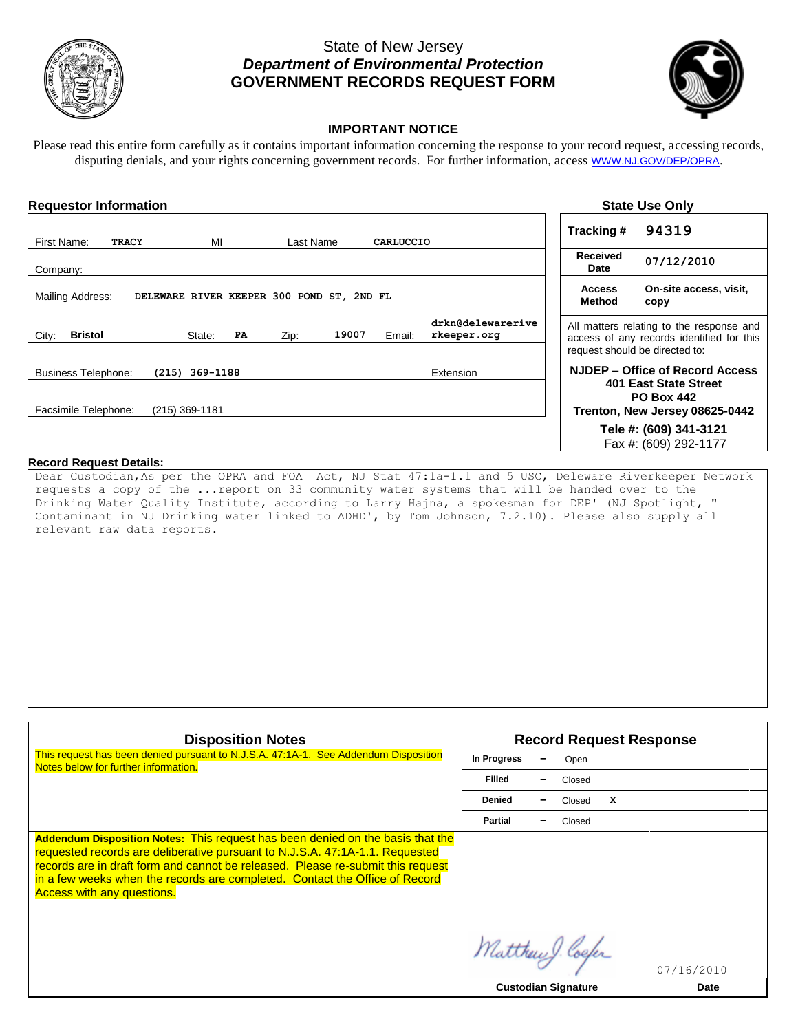# State of New Jersey
## *Department of Environmental Protection*
## GOVERNMENT RECORDS REQUEST FORM

### IMPORTANT NOTICE

Please read this entire form carefully as it contains important information concerning the response to your record request, accessing records, disputing denials, and your rights concerning government records. For further information, access WWW.NJ.GOV/DEP/OPRA.

### Requestor Information

| | |
|---|---|
| First Name: | TRACY |
| MI | |
| Last Name | CARLUCCIO |
| Company: | |
| Mailing Address: | DELEWARE RIVER KEEPER 300 POND ST, 2ND FL |
| City: | Bristol |
| State: | PA |
| Zip: | 19007 |
| Email: | drkn@delewareriverkeeper.org |
| Business Telephone: | (215) 369-1188 |
| Extension | |
| Facsimile Telephone: | (215) 369-1181 |

### State Use Only

| | |
|---|---|
| Tracking # | 94319 |
| Received Date | 07/12/2010 |
| Access Method | On-site access, visit, copy |

All matters relating to the response and access of any records identified for this request should be directed to:

**NJDEP – Office of Record Access**
**401 East State Street**
**PO Box 442**
**Trenton, New Jersey 08625-0442**
**Tele #: (609) 341-3121**
Fax #: (609) 292-1177

### Record Request Details:

Dear Custodian,As per the OPRA and FOA Act, NJ Stat 47:1a-1.1 and 5 USC, Deleware Riverkeeper Network requests a copy of the ...report on 33 community water systems that will be handed over to the Drinking Water Quality Institute, according to Larry Hajna, a spokesman for DEP' (NJ Spotlight, " Contaminant in NJ Drinking water linked to ADHD', by Tom Johnson, 7.2.10). Please also supply all relevant raw data reports.

### Disposition Notes

This request has been denied pursuant to N.J.S.A. 47:1A-1. See Addendum Disposition Notes below for further information.

**Addendum Disposition Notes:** This request has been denied on the basis that the requested records are deliberative pursuant to N.J.S.A. 47:1A-1.1. Requested records are in draft form and cannot be released. Please re-submit this request in a few weeks when the records are completed. Contact the Office of Record Access with any questions.

### Record Request Response

| Status | | State | |
|---|---|---|---|
| In Progress | – | Open | |
| Filled | – | Closed | |
| Denied | – | Closed | X |
| Partial | – | Closed | |

| Custodian Signature | Date |
|---|---|
| Matthew J. Coefer | 07/16/2010 |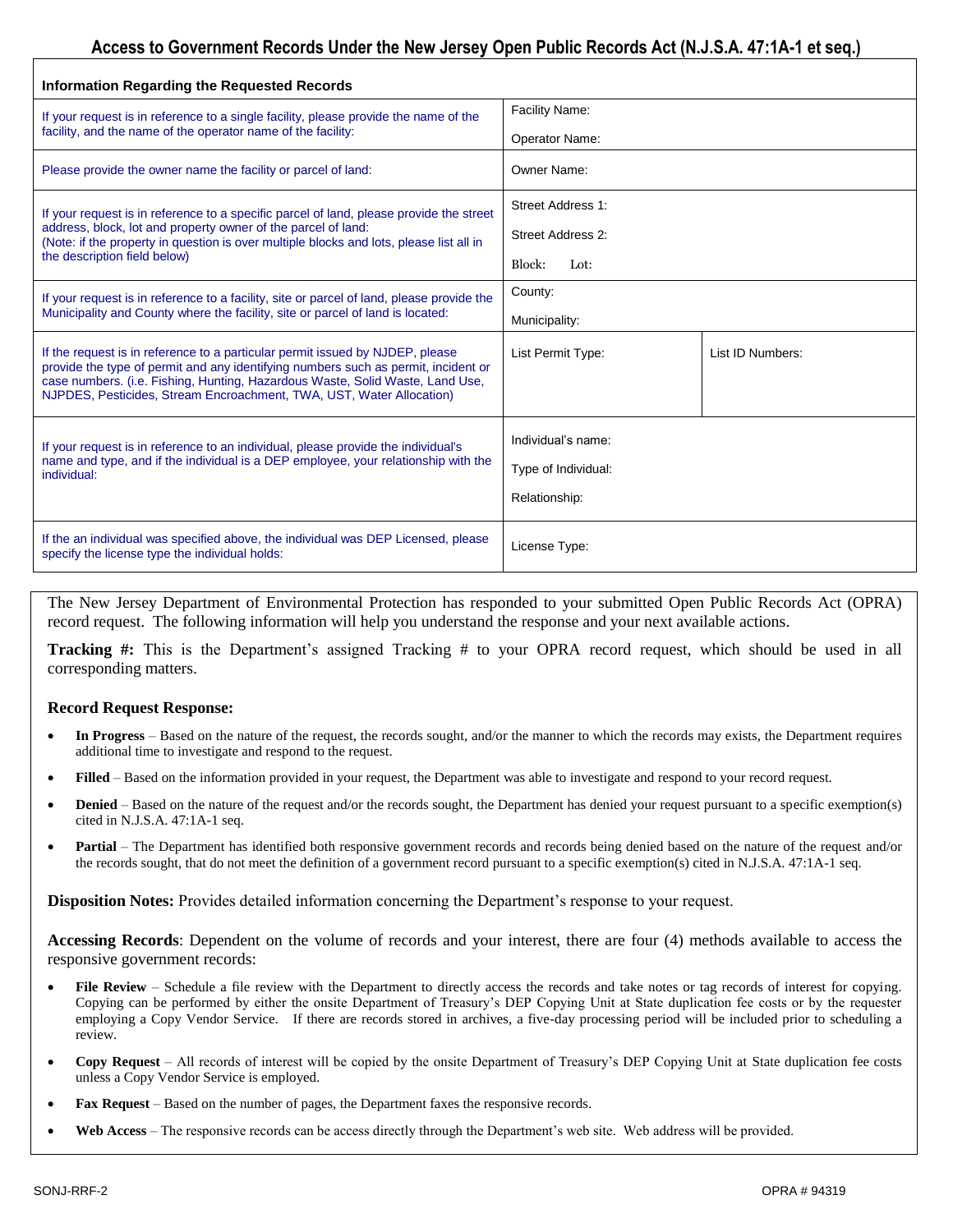## Access to Government Records Under the New Jersey Open Public Records Act (N.J.S.A. 47:1A-1 et seq.)

| **Information Regarding the Requested Records** | | |
|---|---|---|
| If your request is in reference to a single facility, please provide the name of the facility, and the name of the operator name of the facility: | Facility Name:<br>Operator Name: | |
| Please provide the owner name the facility or parcel of land: | Owner Name: | |
| If your request is in reference to a specific parcel of land, please provide the street address, block, lot and property owner of the parcel of land:<br>(Note: if the property in question is over multiple blocks and lots, please list all in the description field below) | Street Address 1:<br>Street Address 2:<br>Block: Lot: | |
| If your request is in reference to a facility, site or parcel of land, please provide the Municipality and County where the facility, site or parcel of land is located: | County:<br>Municipality: | |
| If the request is in reference to a particular permit issued by NJDEP, please provide the type of permit and any identifying numbers such as permit, incident or case numbers. (i.e. Fishing, Hunting, Hazardous Waste, Solid Waste, Land Use, NJPDES, Pesticides, Stream Encroachment, TWA, UST, Water Allocation) | List Permit Type: | List ID Numbers: |
| If your request is in reference to an individual, please provide the individual's name and type, and if the individual is a DEP employee, your relationship with the individual: | Individual's name:<br>Type of Individual:<br>Relationship: | |
| If the an individual was specified above, the individual was DEP Licensed, please specify the license type the individual holds: | License Type: | |

The New Jersey Department of Environmental Protection has responded to your submitted Open Public Records Act (OPRA) record request. The following information will help you understand the response and your next available actions.

**Tracking #:** This is the Department's assigned Tracking # to your OPRA record request, which should be used in all corresponding matters.

**Record Request Response:**

- **In Progress** – Based on the nature of the request, the records sought, and/or the manner to which the records may exists, the Department requires additional time to investigate and respond to the request.
- **Filled** – Based on the information provided in your request, the Department was able to investigate and respond to your record request.
- **Denied** – Based on the nature of the request and/or the records sought, the Department has denied your request pursuant to a specific exemption(s) cited in N.J.S.A. 47:1A-1 seq.
- **Partial** – The Department has identified both responsive government records and records being denied based on the nature of the request and/or the records sought, that do not meet the definition of a government record pursuant to a specific exemption(s) cited in N.J.S.A. 47:1A-1 seq.

**Disposition Notes:** Provides detailed information concerning the Department's response to your request.

**Accessing Records**: Dependent on the volume of records and your interest, there are four (4) methods available to access the responsive government records:

- **File Review** – Schedule a file review with the Department to directly access the records and take notes or tag records of interest for copying. Copying can be performed by either the onsite Department of Treasury's DEP Copying Unit at State duplication fee costs or by the requester employing a Copy Vendor Service. If there are records stored in archives, a five-day processing period will be included prior to scheduling a review.
- **Copy Request** – All records of interest will be copied by the onsite Department of Treasury's DEP Copying Unit at State duplication fee costs unless a Copy Vendor Service is employed.
- **Fax Request** – Based on the number of pages, the Department faxes the responsive records.
- **Web Access** – The responsive records can be access directly through the Department's web site. Web address will be provided.

SONJ-RRF-2 OPRA # 94319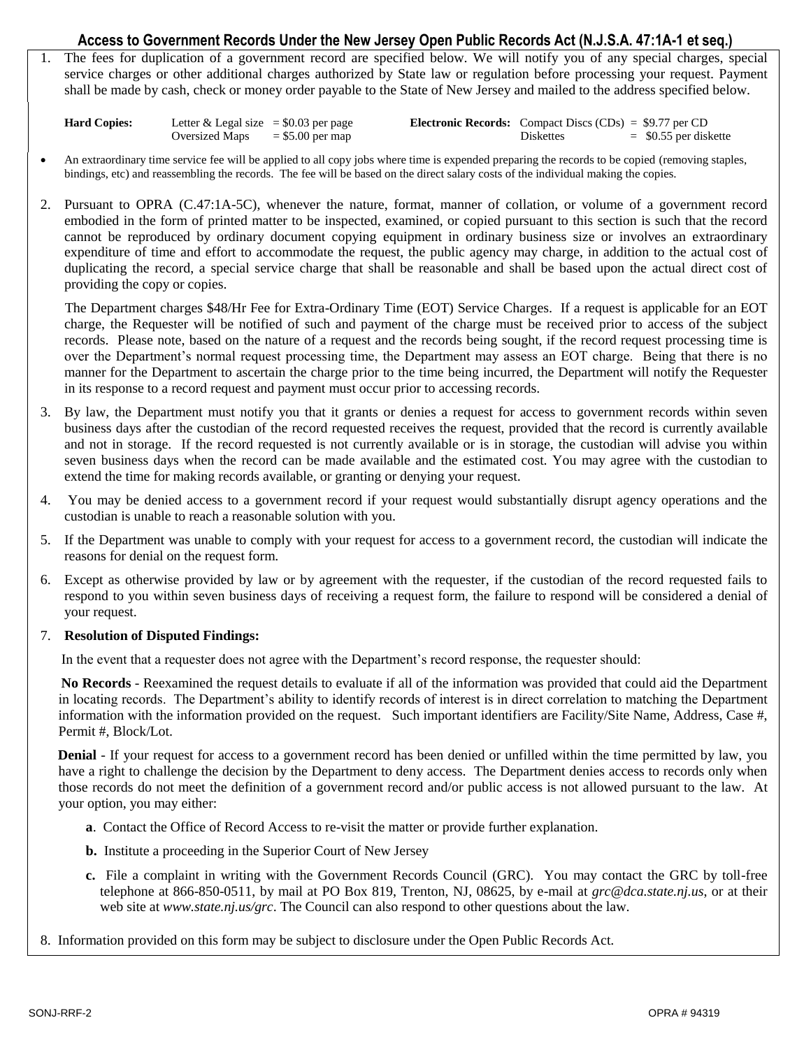# Access to Government Records Under the New Jersey Open Public Records Act (N.J.S.A. 47:1A-1 et seq.)

1. The fees for duplication of a government record are specified below. We will notify you of any special charges, special service charges or other additional charges authorized by State law or regulation before processing your request. Payment shall be made by cash, check or money order payable to the State of New Jersey and mailed to the address specified below.

| | | | |
|---|---|---|---|
| **Hard Copies:** | Letter & Legal size = $0.03 per page | **Electronic Records:** | Compact Discs (CDs) = $9.77 per CD |
| | Oversized Maps = $5.00 per map | | Diskettes = $0.55 per diskette |

- An extraordinary time service fee will be applied to all copy jobs where time is expended preparing the records to be copied (removing staples, bindings, etc) and reassembling the records. The fee will be based on the direct salary costs of the individual making the copies.

2. Pursuant to OPRA (C.47:1A-5C), whenever the nature, format, manner of collation, or volume of a government record embodied in the form of printed matter to be inspected, examined, or copied pursuant to this section is such that the record cannot be reproduced by ordinary document copying equipment in ordinary business size or involves an extraordinary expenditure of time and effort to accommodate the request, the public agency may charge, in addition to the actual cost of duplicating the record, a special service charge that shall be reasonable and shall be based upon the actual direct cost of providing the copy or copies.

   The Department charges $48/Hr Fee for Extra-Ordinary Time (EOT) Service Charges. If a request is applicable for an EOT charge, the Requester will be notified of such and payment of the charge must be received prior to access of the subject records. Please note, based on the nature of a request and the records being sought, if the record request processing time is over the Department's normal request processing time, the Department may assess an EOT charge. Being that there is no manner for the Department to ascertain the charge prior to the time being incurred, the Department will notify the Requester in its response to a record request and payment must occur prior to accessing records.

3. By law, the Department must notify you that it grants or denies a request for access to government records within seven business days after the custodian of the record requested receives the request, provided that the record is currently available and not in storage. If the record requested is not currently available or is in storage, the custodian will advise you within seven business days when the record can be made available and the estimated cost. You may agree with the custodian to extend the time for making records available, or granting or denying your request.

4. You may be denied access to a government record if your request would substantially disrupt agency operations and the custodian is unable to reach a reasonable solution with you.

5. If the Department was unable to comply with your request for access to a government record, the custodian will indicate the reasons for denial on the request form.

6. Except as otherwise provided by law or by agreement with the requester, if the custodian of the record requested fails to respond to you within seven business days of receiving a request form, the failure to respond will be considered a denial of your request.

7. **Resolution of Disputed Findings:**

   In the event that a requester does not agree with the Department's record response, the requester should:

   **No Records** - Reexamined the request details to evaluate if all of the information was provided that could aid the Department in locating records. The Department's ability to identify records of interest is in direct correlation to matching the Department information with the information provided on the request. Such important identifiers are Facility/Site Name, Address, Case #, Permit #, Block/Lot.

   **Denial** - If your request for access to a government record has been denied or unfilled within the time permitted by law, you have a right to challenge the decision by the Department to deny access. The Department denies access to records only when those records do not meet the definition of a government record and/or public access is not allowed pursuant to the law. At your option, you may either:

   **a**. Contact the Office of Record Access to re-visit the matter or provide further explanation.

   **b.** Institute a proceeding in the Superior Court of New Jersey

   **c.** File a complaint in writing with the Government Records Council (GRC). You may contact the GRC by toll-free telephone at 866-850-0511, by mail at PO Box 819, Trenton, NJ, 08625, by e-mail at *grc@dca.state.nj.us*, or at their web site at *www.state.nj.us/grc*. The Council can also respond to other questions about the law.

8. Information provided on this form may be subject to disclosure under the Open Public Records Act.

SONJ-RRF-2 OPRA # 94319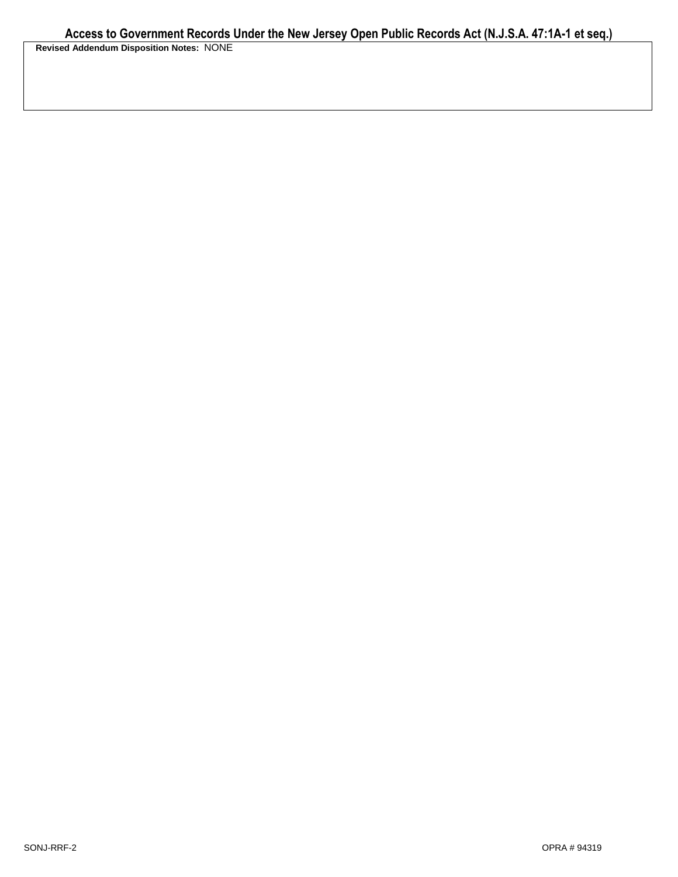## Access to Government Records Under the New Jersey Open Public Records Act (N.J.S.A. 47:1A-1 et seq.)

**Revised Addendum Disposition Notes:** NONE

SONJ-RRF-2

OPRA # 94319